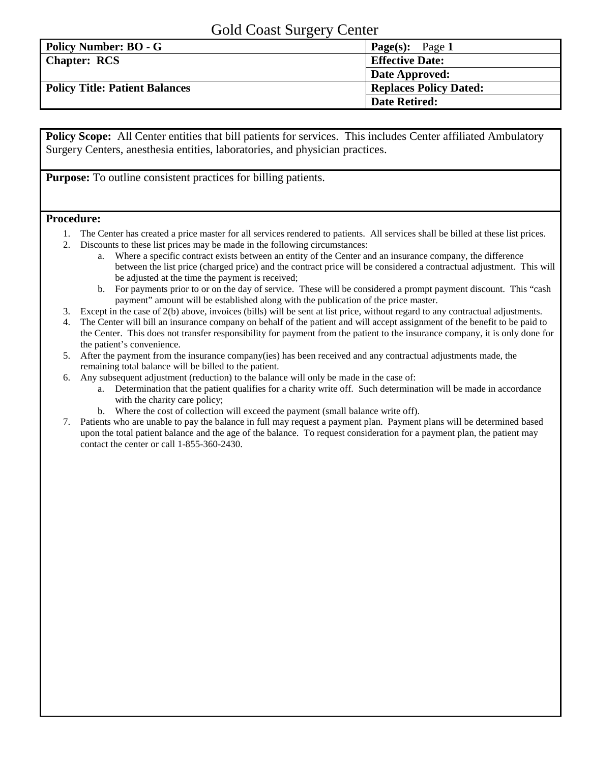# Gold Coast Surgery Center

| **Policy Number: BO - G** | **Page(s):** Page **1** |
| --- | --- |
| **Chapter: RCS** | **Effective Date:** |
| | **Date Approved:** |
| **Policy Title: Patient Balances** | **Replaces Policy Dated:** |
| | **Date Retired:** |

**Policy Scope:** All Center entities that bill patients for services. This includes Center affiliated Ambulatory Surgery Centers, anesthesia entities, laboratories, and physician practices.

**Purpose:** To outline consistent practices for billing patients.

**Procedure:**

1. The Center has created a price master for all services rendered to patients. All services shall be billed at these list prices.
2. Discounts to these list prices may be made in the following circumstances:
   a. Where a specific contract exists between an entity of the Center and an insurance company, the difference between the list price (charged price) and the contract price will be considered a contractual adjustment. This will be adjusted at the time the payment is received;
   b. For payments prior to or on the day of service. These will be considered a prompt payment discount. This "cash payment" amount will be established along with the publication of the price master.
3. Except in the case of 2(b) above, invoices (bills) will be sent at list price, without regard to any contractual adjustments.
4. The Center will bill an insurance company on behalf of the patient and will accept assignment of the benefit to be paid to the Center. This does not transfer responsibility for payment from the patient to the insurance company, it is only done for the patient's convenience.
5. After the payment from the insurance company(ies) has been received and any contractual adjustments made, the remaining total balance will be billed to the patient.
6. Any subsequent adjustment (reduction) to the balance will only be made in the case of:
   a. Determination that the patient qualifies for a charity write off. Such determination will be made in accordance with the charity care policy;
   b. Where the cost of collection will exceed the payment (small balance write off).
7. Patients who are unable to pay the balance in full may request a payment plan. Payment plans will be determined based upon the total patient balance and the age of the balance. To request consideration for a payment plan, the patient may contact the center or call 1-855-360-2430.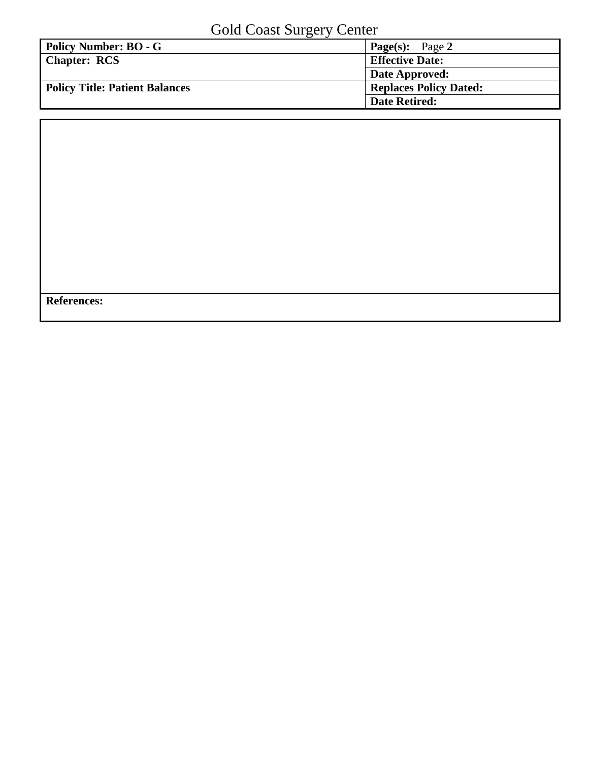Gold Coast Surgery Center

| | |
|---|---|
| **Policy Number: BO - G** | **Page(s):** Page **2** |
| **Chapter: RCS** | **Effective Date:** |
| | **Date Approved:** |
| **Policy Title: Patient Balances** | **Replaces Policy Dated:** |
| | **Date Retired:** |

**References:**